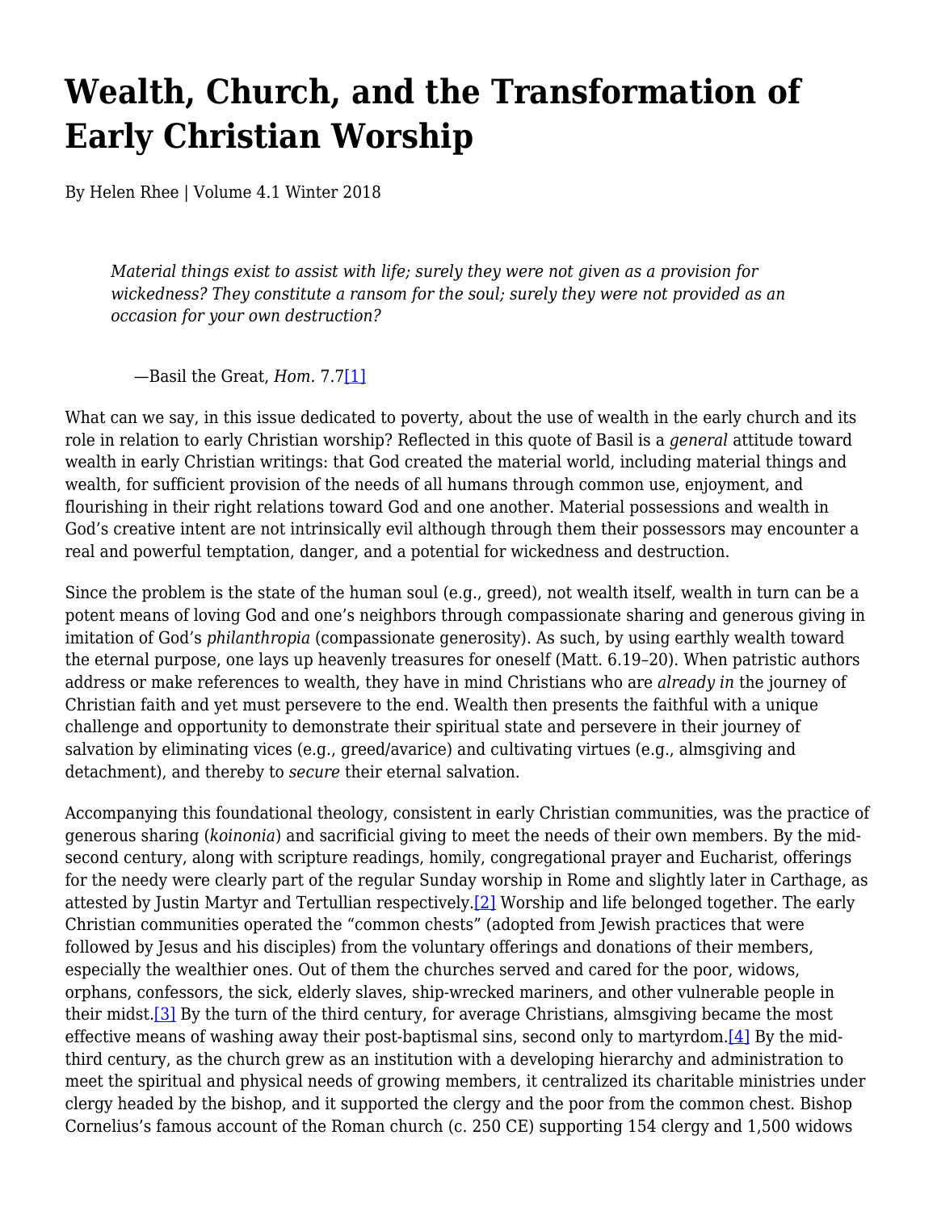# Wealth, Church, and the Transformation of Early Christian Worship

By Helen Rhee | Volume 4.1 Winter 2018

> *Material things exist to assist with life; surely they were not given as a provision for wickedness? They constitute a ransom for the soul; surely they were not provided as an occasion for your own destruction?*
>
> —Basil the Great, *Hom.* 7.7[1]

What can we say, in this issue dedicated to poverty, about the use of wealth in the early church and its role in relation to early Christian worship? Reflected in this quote of Basil is a *general* attitude toward wealth in early Christian writings: that God created the material world, including material things and wealth, for sufficient provision of the needs of all humans through common use, enjoyment, and flourishing in their right relations toward God and one another. Material possessions and wealth in God's creative intent are not intrinsically evil although through them their possessors may encounter a real and powerful temptation, danger, and a potential for wickedness and destruction.

Since the problem is the state of the human soul (e.g., greed), not wealth itself, wealth in turn can be a potent means of loving God and one's neighbors through compassionate sharing and generous giving in imitation of God's *philanthropia* (compassionate generosity). As such, by using earthly wealth toward the eternal purpose, one lays up heavenly treasures for oneself (Matt. 6.19–20). When patristic authors address or make references to wealth, they have in mind Christians who are *already in* the journey of Christian faith and yet must persevere to the end. Wealth then presents the faithful with a unique challenge and opportunity to demonstrate their spiritual state and persevere in their journey of salvation by eliminating vices (e.g., greed/avarice) and cultivating virtues (e.g., almsgiving and detachment), and thereby to *secure* their eternal salvation.

Accompanying this foundational theology, consistent in early Christian communities, was the practice of generous sharing (*koinonia*) and sacrificial giving to meet the needs of their own members. By the mid-second century, along with scripture readings, homily, congregational prayer and Eucharist, offerings for the needy were clearly part of the regular Sunday worship in Rome and slightly later in Carthage, as attested by Justin Martyr and Tertullian respectively.[2] Worship and life belonged together. The early Christian communities operated the "common chests" (adopted from Jewish practices that were followed by Jesus and his disciples) from the voluntary offerings and donations of their members, especially the wealthier ones. Out of them the churches served and cared for the poor, widows, orphans, confessors, the sick, elderly slaves, ship-wrecked mariners, and other vulnerable people in their midst.[3] By the turn of the third century, for average Christians, almsgiving became the most effective means of washing away their post-baptismal sins, second only to martyrdom.[4] By the mid-third century, as the church grew as an institution with a developing hierarchy and administration to meet the spiritual and physical needs of growing members, it centralized its charitable ministries under clergy headed by the bishop, and it supported the clergy and the poor from the common chest. Bishop Cornelius's famous account of the Roman church (c. 250 CE) supporting 154 clergy and 1,500 widows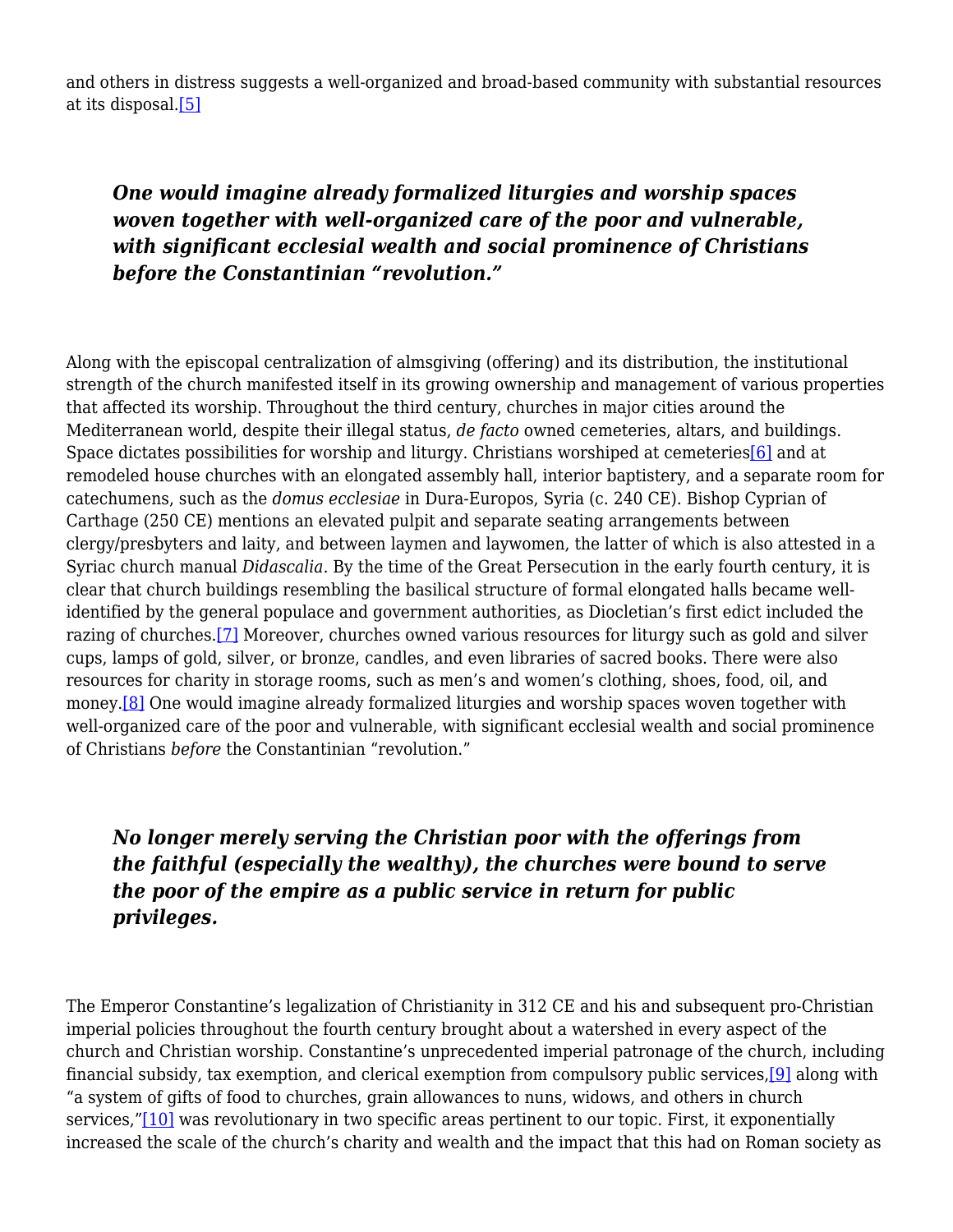and others in distress suggests a well-organized and broad-based community with substantial resources at its disposal.[5]

> ***One would imagine already formalized liturgies and worship spaces woven together with well-organized care of the poor and vulnerable, with significant ecclesial wealth and social prominence of Christians before the Constantinian "revolution."***

Along with the episcopal centralization of almsgiving (offering) and its distribution, the institutional strength of the church manifested itself in its growing ownership and management of various properties that affected its worship. Throughout the third century, churches in major cities around the Mediterranean world, despite their illegal status, *de facto* owned cemeteries, altars, and buildings. Space dictates possibilities for worship and liturgy. Christians worshiped at cemeteries[6] and at remodeled house churches with an elongated assembly hall, interior baptistery, and a separate room for catechumens, such as the *domus ecclesiae* in Dura-Europos, Syria (c. 240 CE). Bishop Cyprian of Carthage (250 CE) mentions an elevated pulpit and separate seating arrangements between clergy/presbyters and laity, and between laymen and laywomen, the latter of which is also attested in a Syriac church manual *Didascalia*. By the time of the Great Persecution in the early fourth century, it is clear that church buildings resembling the basilical structure of formal elongated halls became well-identified by the general populace and government authorities, as Diocletian's first edict included the razing of churches.[7] Moreover, churches owned various resources for liturgy such as gold and silver cups, lamps of gold, silver, or bronze, candles, and even libraries of sacred books. There were also resources for charity in storage rooms, such as men's and women's clothing, shoes, food, oil, and money.[8] One would imagine already formalized liturgies and worship spaces woven together with well-organized care of the poor and vulnerable, with significant ecclesial wealth and social prominence of Christians *before* the Constantinian "revolution."

> ***No longer merely serving the Christian poor with the offerings from the faithful (especially the wealthy), the churches were bound to serve the poor of the empire as a public service in return for public privileges.***

The Emperor Constantine's legalization of Christianity in 312 CE and his and subsequent pro-Christian imperial policies throughout the fourth century brought about a watershed in every aspect of the church and Christian worship. Constantine's unprecedented imperial patronage of the church, including financial subsidy, tax exemption, and clerical exemption from compulsory public services,[9] along with "a system of gifts of food to churches, grain allowances to nuns, widows, and others in church services,"[10] was revolutionary in two specific areas pertinent to our topic. First, it exponentially increased the scale of the church's charity and wealth and the impact that this had on Roman society as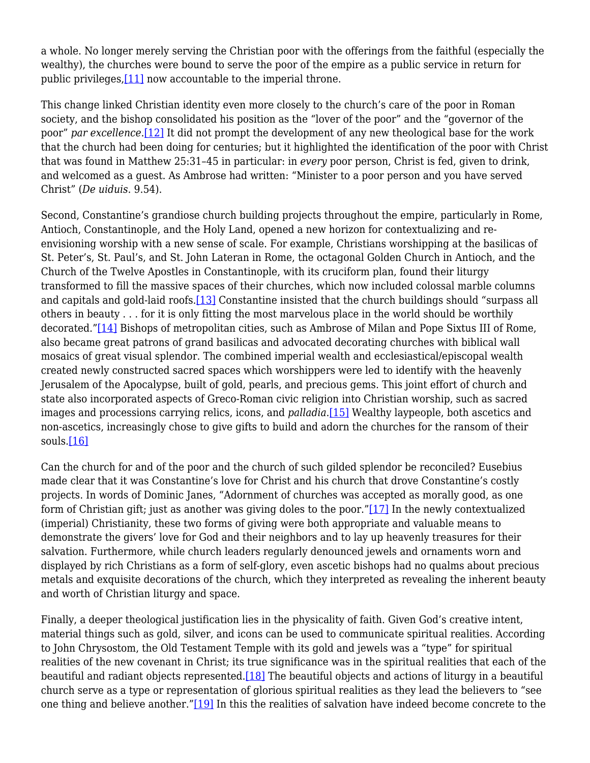a whole. No longer merely serving the Christian poor with the offerings from the faithful (especially the wealthy), the churches were bound to serve the poor of the empire as a public service in return for public privileges,[11] now accountable to the imperial throne.

This change linked Christian identity even more closely to the church's care of the poor in Roman society, and the bishop consolidated his position as the "lover of the poor" and the "governor of the poor" *par excellence*.[12] It did not prompt the development of any new theological base for the work that the church had been doing for centuries; but it highlighted the identification of the poor with Christ that was found in Matthew 25:31–45 in particular: in *every* poor person, Christ is fed, given to drink, and welcomed as a guest. As Ambrose had written: "Minister to a poor person and you have served Christ" (*De uiduis*. 9.54).

Second, Constantine's grandiose church building projects throughout the empire, particularly in Rome, Antioch, Constantinople, and the Holy Land, opened a new horizon for contextualizing and re-envisioning worship with a new sense of scale. For example, Christians worshipping at the basilicas of St. Peter's, St. Paul's, and St. John Lateran in Rome, the octagonal Golden Church in Antioch, and the Church of the Twelve Apostles in Constantinople, with its cruciform plan, found their liturgy transformed to fill the massive spaces of their churches, which now included colossal marble columns and capitals and gold-laid roofs.[13] Constantine insisted that the church buildings should "surpass all others in beauty . . . for it is only fitting the most marvelous place in the world should be worthily decorated."[14] Bishops of metropolitan cities, such as Ambrose of Milan and Pope Sixtus III of Rome, also became great patrons of grand basilicas and advocated decorating churches with biblical wall mosaics of great visual splendor. The combined imperial wealth and ecclesiastical/episcopal wealth created newly constructed sacred spaces which worshippers were led to identify with the heavenly Jerusalem of the Apocalypse, built of gold, pearls, and precious gems. This joint effort of church and state also incorporated aspects of Greco-Roman civic religion into Christian worship, such as sacred images and processions carrying relics, icons, and *palladia*.[15] Wealthy laypeople, both ascetics and non-ascetics, increasingly chose to give gifts to build and adorn the churches for the ransom of their souls.[16]

Can the church for and of the poor and the church of such gilded splendor be reconciled? Eusebius made clear that it was Constantine's love for Christ and his church that drove Constantine's costly projects. In words of Dominic Janes, "Adornment of churches was accepted as morally good, as one form of Christian gift; just as another was giving doles to the poor."[17] In the newly contextualized (imperial) Christianity, these two forms of giving were both appropriate and valuable means to demonstrate the givers' love for God and their neighbors and to lay up heavenly treasures for their salvation. Furthermore, while church leaders regularly denounced jewels and ornaments worn and displayed by rich Christians as a form of self-glory, even ascetic bishops had no qualms about precious metals and exquisite decorations of the church, which they interpreted as revealing the inherent beauty and worth of Christian liturgy and space.

Finally, a deeper theological justification lies in the physicality of faith. Given God's creative intent, material things such as gold, silver, and icons can be used to communicate spiritual realities. According to John Chrysostom, the Old Testament Temple with its gold and jewels was a "type" for spiritual realities of the new covenant in Christ; its true significance was in the spiritual realities that each of the beautiful and radiant objects represented.[18] The beautiful objects and actions of liturgy in a beautiful church serve as a type or representation of glorious spiritual realities as they lead the believers to "see one thing and believe another."[19] In this the realities of salvation have indeed become concrete to the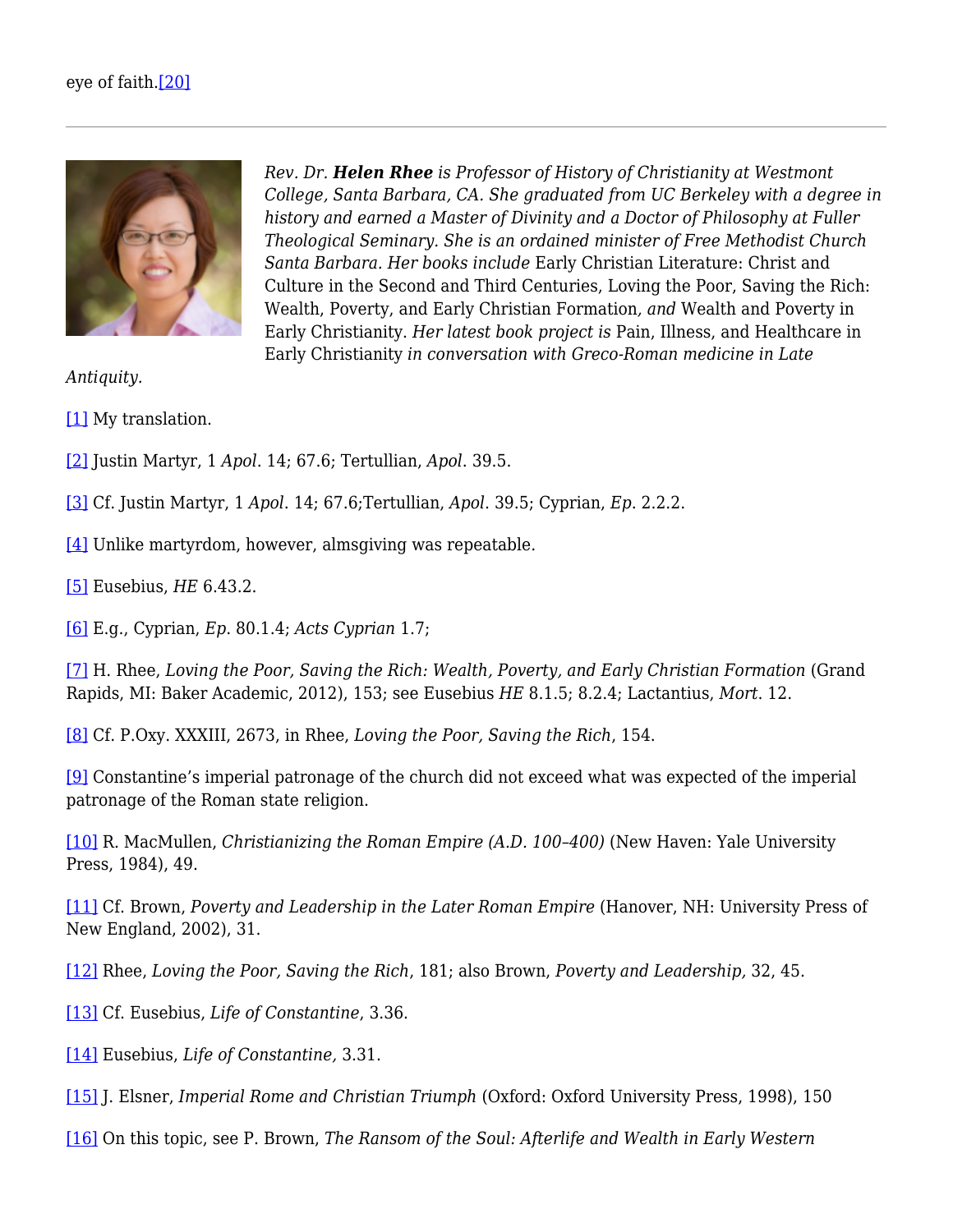eye of faith.[20]

---

*Rev. Dr.* ***Helen Rhee*** *is Professor of History of Christianity at Westmont College, Santa Barbara, CA. She graduated from UC Berkeley with a degree in history and earned a Master of Divinity and a Doctor of Philosophy at Fuller Theological Seminary. She is an ordained minister of Free Methodist Church Santa Barbara. Her books include* Early Christian Literature: Christ and Culture in the Second and Third Centuries, Loving the Poor, Saving the Rich: Wealth, Poverty, and Early Christian Formation*, and* Wealth and Poverty in Early Christianity. *Her latest book project is* Pain, Illness, and Healthcare in Early Christianity *in conversation with Greco-Roman medicine in Late Antiquity.*

[1] My translation.

[2] Justin Martyr, 1 *Apol*. 14; 67.6; Tertullian, *Apol*. 39.5.

[3] Cf. Justin Martyr, 1 *Apol*. 14; 67.6;Tertullian, *Apol*. 39.5; Cyprian, *Ep*. 2.2.2.

[4] Unlike martyrdom, however, almsgiving was repeatable.

[5] Eusebius, *HE* 6.43.2.

[6] E.g., Cyprian, *Ep*. 80.1.4; *Acts Cyprian* 1.7;

[7] H. Rhee, *Loving the Poor, Saving the Rich: Wealth, Poverty, and Early Christian Formation* (Grand Rapids, MI: Baker Academic, 2012), 153; see Eusebius *HE* 8.1.5; 8.2.4; Lactantius, *Mort*. 12.

[8] Cf. P.Oxy. XXXIII, 2673, in Rhee, *Loving the Poor, Saving the Rich*, 154.

[9] Constantine's imperial patronage of the church did not exceed what was expected of the imperial patronage of the Roman state religion.

[10] R. MacMullen, *Christianizing the Roman Empire (A.D. 100–400)* (New Haven: Yale University Press, 1984), 49.

[11] Cf. Brown, *Poverty and Leadership in the Later Roman Empire* (Hanover, NH: University Press of New England, 2002), 31.

[12] Rhee, *Loving the Poor, Saving the Rich*, 181; also Brown, *Poverty and Leadership,* 32, 45.

[13] Cf. Eusebius, *Life of Constantine*, 3.36.

[14] Eusebius, *Life of Constantine,* 3.31.

[15] J. Elsner, *Imperial Rome and Christian Triumph* (Oxford: Oxford University Press, 1998), 150

[16] On this topic, see P. Brown, *The Ransom of the Soul: Afterlife and Wealth in Early Western*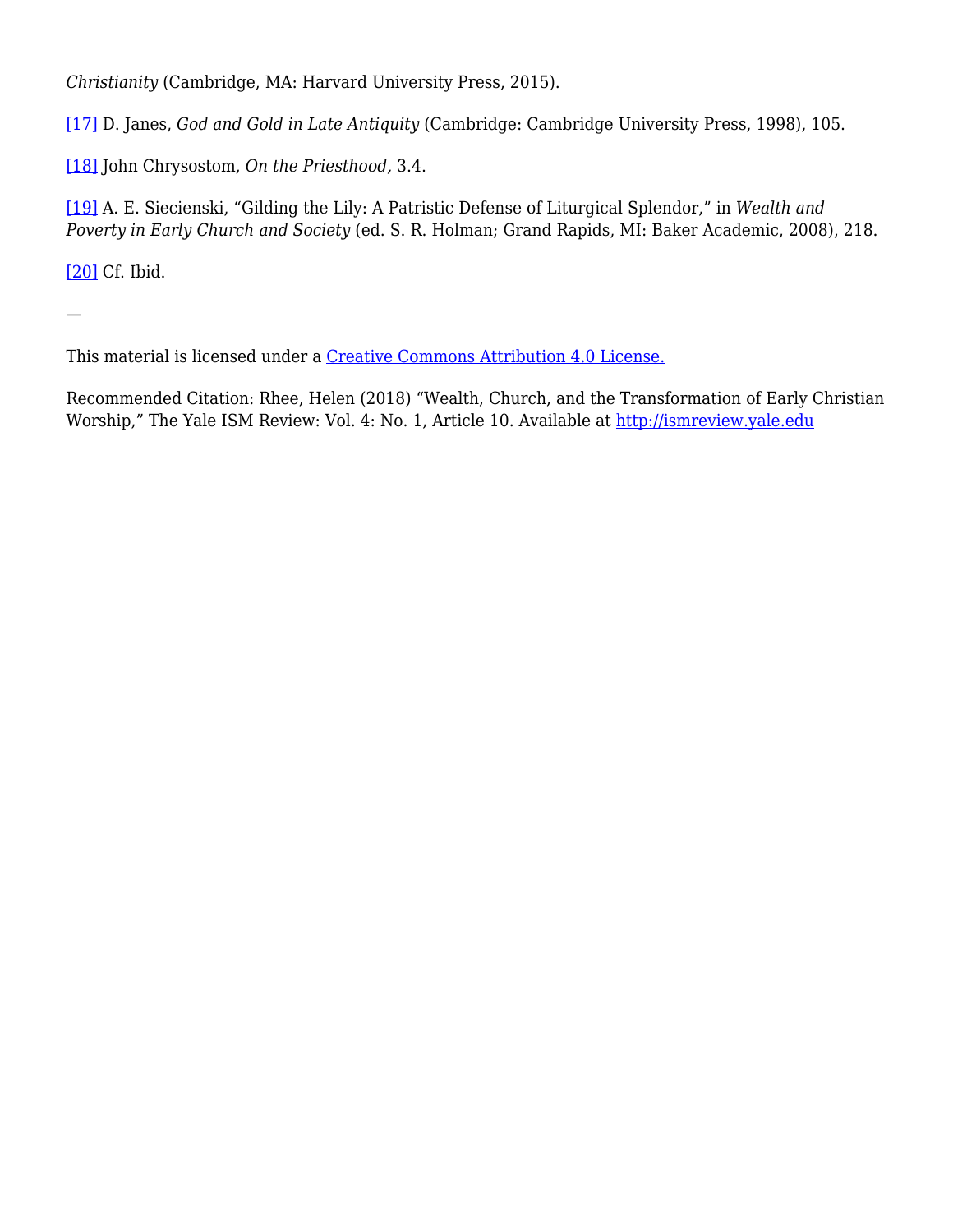*Christianity* (Cambridge, MA: Harvard University Press, 2015).

[17] D. Janes, *God and Gold in Late Antiquity* (Cambridge: Cambridge University Press, 1998), 105.

[18] John Chrysostom, *On the Priesthood,* 3.4.

[19] A. E. Siecienski, "Gilding the Lily: A Patristic Defense of Liturgical Splendor," in *Wealth and Poverty in Early Church and Society* (ed. S. R. Holman; Grand Rapids, MI: Baker Academic, 2008), 218.

[20] Cf. Ibid.

—

This material is licensed under a Creative Commons Attribution 4.0 License.

Recommended Citation: Rhee, Helen (2018) "Wealth, Church, and the Transformation of Early Christian Worship," The Yale ISM Review: Vol. 4: No. 1, Article 10. Available at http://ismreview.yale.edu